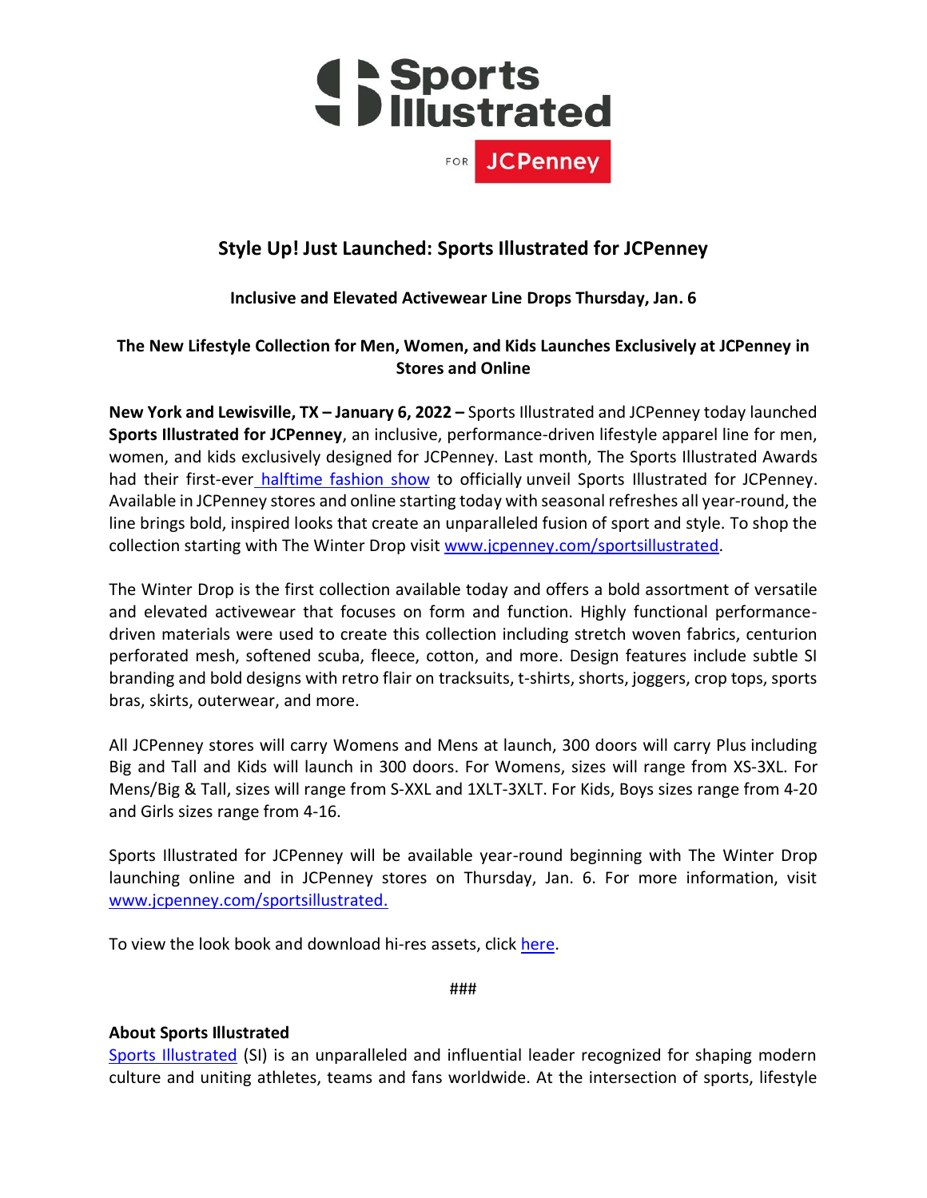# Style Up! Just Launched: Sports Illustrated for JCPenney

## Inclusive and Elevated Activewear Line Drops Thursday, Jan. 6

## The New Lifestyle Collection for Men, Women, and Kids Launches Exclusively at JCPenney in Stores and Online

**New York and Lewisville, TX – January 6, 2022 –** Sports Illustrated and JCPenney today launched **Sports Illustrated for JCPenney**, an inclusive, performance-driven lifestyle apparel line for men, women, and kids exclusively designed for JCPenney. Last month, The Sports Illustrated Awards had their first-ever halftime fashion show to officially unveil Sports Illustrated for JCPenney. Available in JCPenney stores and online starting today with seasonal refreshes all year-round, the line brings bold, inspired looks that create an unparalleled fusion of sport and style. To shop the collection starting with The Winter Drop visit www.jcpenney.com/sportsillustrated.

The Winter Drop is the first collection available today and offers a bold assortment of versatile and elevated activewear that focuses on form and function. Highly functional performance-driven materials were used to create this collection including stretch woven fabrics, centurion perforated mesh, softened scuba, fleece, cotton, and more. Design features include subtle SI branding and bold designs with retro flair on tracksuits, t-shirts, shorts, joggers, crop tops, sports bras, skirts, outerwear, and more.

All JCPenney stores will carry Womens and Mens at launch, 300 doors will carry Plus including Big and Tall and Kids will launch in 300 doors. For Womens, sizes will range from XS-3XL. For Mens/Big & Tall, sizes will range from S-XXL and 1XLT-3XLT. For Kids, Boys sizes range from 4-20 and Girls sizes range from 4-16.

Sports Illustrated for JCPenney will be available year-round beginning with The Winter Drop launching online and in JCPenney stores on Thursday, Jan. 6. For more information, visit www.jcpenney.com/sportsillustrated.

To view the look book and download hi-res assets, click here.

###

**About Sports Illustrated**

Sports Illustrated (SI) is an unparalleled and influential leader recognized for shaping modern culture and uniting athletes, teams and fans worldwide. At the intersection of sports, lifestyle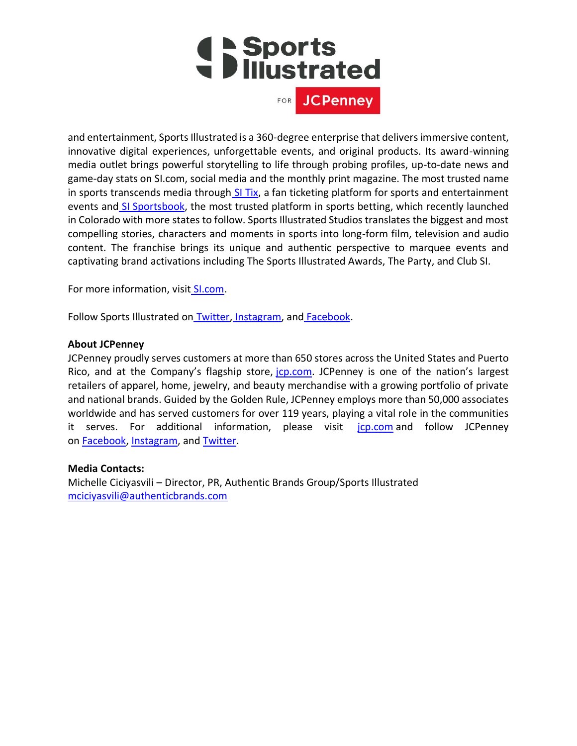and entertainment, Sports Illustrated is a 360-degree enterprise that delivers immersive content, innovative digital experiences, unforgettable events, and original products. Its award-winning media outlet brings powerful storytelling to life through probing profiles, up-to-date news and game-day stats on SI.com, social media and the monthly print magazine. The most trusted name in sports transcends media through SI Tix, a fan ticketing platform for sports and entertainment events and SI Sportsbook, the most trusted platform in sports betting, which recently launched in Colorado with more states to follow. Sports Illustrated Studios translates the biggest and most compelling stories, characters and moments in sports into long-form film, television and audio content. The franchise brings its unique and authentic perspective to marquee events and captivating brand activations including The Sports Illustrated Awards, The Party, and Club SI.

For more information, visit SI.com.

Follow Sports Illustrated on Twitter, Instagram, and Facebook.

**About JCPenney**

JCPenney proudly serves customers at more than 650 stores across the United States and Puerto Rico, and at the Company's flagship store, jcp.com. JCPenney is one of the nation's largest retailers of apparel, home, jewelry, and beauty merchandise with a growing portfolio of private and national brands. Guided by the Golden Rule, JCPenney employs more than 50,000 associates worldwide and has served customers for over 119 years, playing a vital role in the communities it serves. For additional information, please visit jcp.com and follow JCPenney on Facebook, Instagram, and Twitter.

**Media Contacts:**

Michelle Ciciyasvili – Director, PR, Authentic Brands Group/Sports Illustrated
mciciyasvili@authenticbrands.com